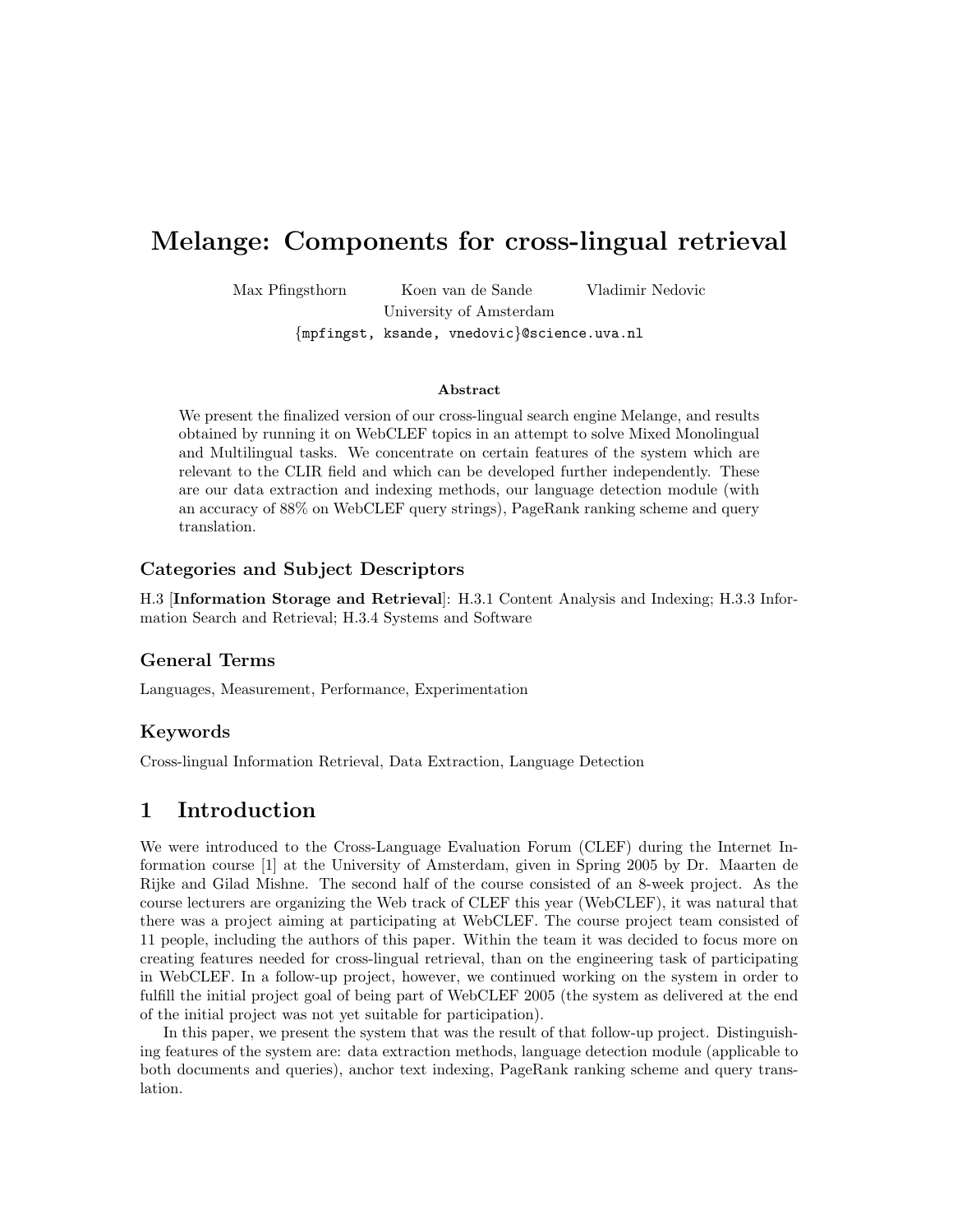# Melange: Components for cross-lingual retrieval

Max Pfingsthorn Koen van de Sande Vladimir Nedovic
University of Amsterdam
{mpfingst, ksande, vnedovic}@science.uva.nl

### Abstract

We present the finalized version of our cross-lingual search engine Melange, and results obtained by running it on WebCLEF topics in an attempt to solve Mixed Monolingual and Multilingual tasks. We concentrate on certain features of the system which are relevant to the CLIR field and which can be developed further independently. These are our data extraction and indexing methods, our language detection module (with an accuracy of 88% on WebCLEF query strings), PageRank ranking scheme and query translation.

### Categories and Subject Descriptors

H.3 [**Information Storage and Retrieval**]: H.3.1 Content Analysis and Indexing; H.3.3 Information Search and Retrieval; H.3.4 Systems and Software

### General Terms

Languages, Measurement, Performance, Experimentation

### Keywords

Cross-lingual Information Retrieval, Data Extraction, Language Detection

## 1 Introduction

We were introduced to the Cross-Language Evaluation Forum (CLEF) during the Internet Information course [1] at the University of Amsterdam, given in Spring 2005 by Dr. Maarten de Rijke and Gilad Mishne. The second half of the course consisted of an 8-week project. As the course lecturers are organizing the Web track of CLEF this year (WebCLEF), it was natural that there was a project aiming at participating at WebCLEF. The course project team consisted of 11 people, including the authors of this paper. Within the team it was decided to focus more on creating features needed for cross-lingual retrieval, than on the engineering task of participating in WebCLEF. In a follow-up project, however, we continued working on the system in order to fulfill the initial project goal of being part of WebCLEF 2005 (the system as delivered at the end of the initial project was not yet suitable for participation).

In this paper, we present the system that was the result of that follow-up project. Distinguishing features of the system are: data extraction methods, language detection module (applicable to both documents and queries), anchor text indexing, PageRank ranking scheme and query translation.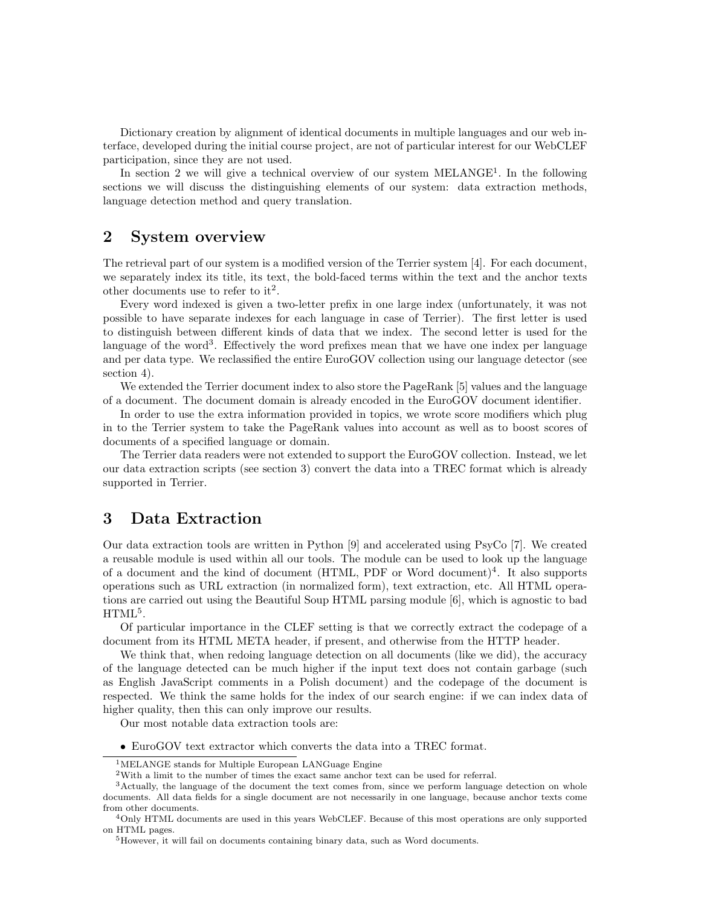Dictionary creation by alignment of identical documents in multiple languages and our web interface, developed during the initial course project, are not of particular interest for our WebCLEF participation, since they are not used.

In section 2 we will give a technical overview of our system MELANGE[1]. In the following sections we will discuss the distinguishing elements of our system: data extraction methods, language detection method and query translation.

## 2 System overview

The retrieval part of our system is a modified version of the Terrier system [4]. For each document, we separately index its title, its text, the bold-faced terms within the text and the anchor texts other documents use to refer to it[2].

Every word indexed is given a two-letter prefix in one large index (unfortunately, it was not possible to have separate indexes for each language in case of Terrier). The first letter is used to distinguish between different kinds of data that we index. The second letter is used for the language of the word[3]. Effectively the word prefixes mean that we have one index per language and per data type. We reclassified the entire EuroGOV collection using our language detector (see section 4).

We extended the Terrier document index to also store the PageRank [5] values and the language of a document. The document domain is already encoded in the EuroGOV document identifier.

In order to use the extra information provided in topics, we wrote score modifiers which plug in to the Terrier system to take the PageRank values into account as well as to boost scores of documents of a specified language or domain.

The Terrier data readers were not extended to support the EuroGOV collection. Instead, we let our data extraction scripts (see section 3) convert the data into a TREC format which is already supported in Terrier.

## 3 Data Extraction

Our data extraction tools are written in Python [9] and accelerated using PsyCo [7]. We created a reusable module is used within all our tools. The module can be used to look up the language of a document and the kind of document (HTML, PDF or Word document)[4]. It also supports operations such as URL extraction (in normalized form), text extraction, etc. All HTML operations are carried out using the Beautiful Soup HTML parsing module [6], which is agnostic to bad HTML[5].

Of particular importance in the CLEF setting is that we correctly extract the codepage of a document from its HTML META header, if present, and otherwise from the HTTP header.

We think that, when redoing language detection on all documents (like we did), the accuracy of the language detected can be much higher if the input text does not contain garbage (such as English JavaScript comments in a Polish document) and the codepage of the document is respected. We think the same holds for the index of our search engine: if we can index data of higher quality, then this can only improve our results.

Our most notable data extraction tools are:

- EuroGOV text extractor which converts the data into a TREC format.

[1] MELANGE stands for Multiple European LANGuage Engine

[2] With a limit to the number of times the exact same anchor text can be used for referral.

[3] Actually, the language of the document the text comes from, since we perform language detection on whole documents. All data fields for a single document are not necessarily in one language, because anchor texts come from other documents.

[4] Only HTML documents are used in this years WebCLEF. Because of this most operations are only supported on HTML pages.

[5] However, it will fail on documents containing binary data, such as Word documents.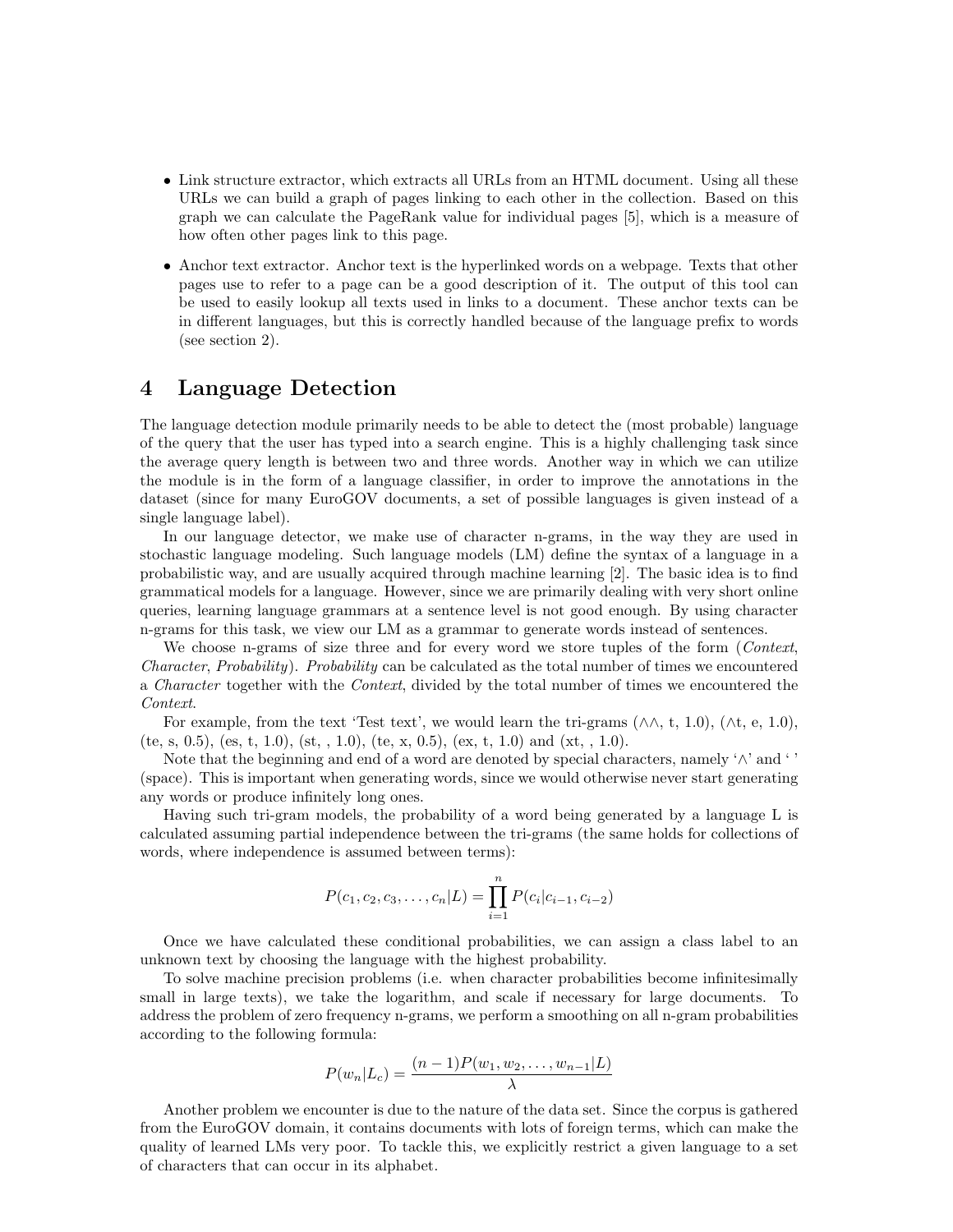- Link structure extractor, which extracts all URLs from an HTML document. Using all these URLs we can build a graph of pages linking to each other in the collection. Based on this graph we can calculate the PageRank value for individual pages [5], which is a measure of how often other pages link to this page.
- Anchor text extractor. Anchor text is the hyperlinked words on a webpage. Texts that other pages use to refer to a page can be a good description of it. The output of this tool can be used to easily lookup all texts used in links to a document. These anchor texts can be in different languages, but this is correctly handled because of the language prefix to words (see section 2).

# 4 Language Detection

The language detection module primarily needs to be able to detect the (most probable) language of the query that the user has typed into a search engine. This is a highly challenging task since the average query length is between two and three words. Another way in which we can utilize the module is in the form of a language classifier, in order to improve the annotations in the dataset (since for many EuroGOV documents, a set of possible languages is given instead of a single language label).

In our language detector, we make use of character n-grams, in the way they are used in stochastic language modeling. Such language models (LM) define the syntax of a language in a probabilistic way, and are usually acquired through machine learning [2]. The basic idea is to find grammatical models for a language. However, since we are primarily dealing with very short online queries, learning language grammars at a sentence level is not good enough. By using character n-grams for this task, we view our LM as a grammar to generate words instead of sentences.

We choose n-grams of size three and for every word we store tuples of the form (*Context*, *Character*, *Probability*). *Probability* can be calculated as the total number of times we encountered a *Character* together with the *Context*, divided by the total number of times we encountered the *Context*.

For example, from the text 'Test text', we would learn the tri-grams (∧∧, t, 1.0), (∧t, e, 1.0), (te, s, 0.5), (es, t, 1.0), (st, , 1.0), (te, x, 0.5), (ex, t, 1.0) and (xt, , 1.0).

Note that the beginning and end of a word are denoted by special characters, namely '∧' and ' ' (space). This is important when generating words, since we would otherwise never start generating any words or produce infinitely long ones.

Having such tri-gram models, the probability of a word being generated by a language L is calculated assuming partial independence between the tri-grams (the same holds for collections of words, where independence is assumed between terms):

$$P(c_1, c_2, c_3, \ldots, c_n | L) = \prod_{i=1}^{n} P(c_i | c_{i-1}, c_{i-2})$$

Once we have calculated these conditional probabilities, we can assign a class label to an unknown text by choosing the language with the highest probability.

To solve machine precision problems (i.e. when character probabilities become infinitesimally small in large texts), we take the logarithm, and scale if necessary for large documents. To address the problem of zero frequency n-grams, we perform a smoothing on all n-gram probabilities according to the following formula:

$$P(w_n | L_c) = \frac{(n-1)P(w_1, w_2, \ldots, w_{n-1} | L)}{\lambda}$$

Another problem we encounter is due to the nature of the data set. Since the corpus is gathered from the EuroGOV domain, it contains documents with lots of foreign terms, which can make the quality of learned LMs very poor. To tackle this, we explicitly restrict a given language to a set of characters that can occur in its alphabet.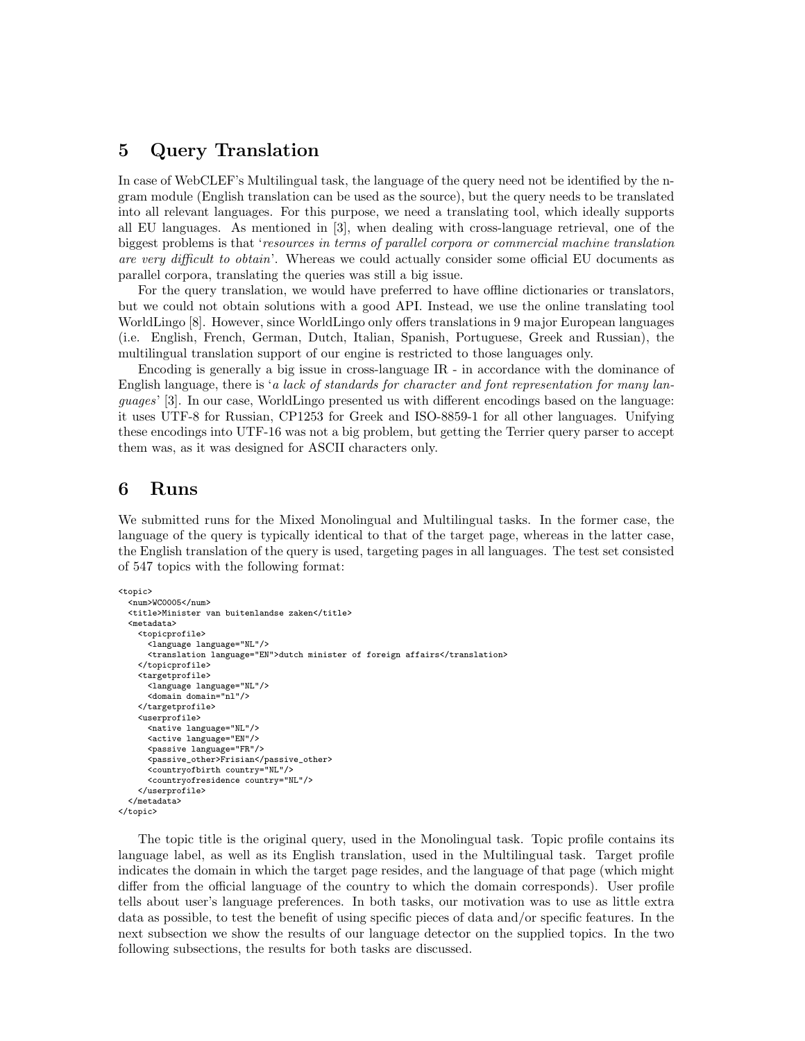## 5 Query Translation

In case of WebCLEF's Multilingual task, the language of the query need not be identified by the n-gram module (English translation can be used as the source), but the query needs to be translated into all relevant languages. For this purpose, we need a translating tool, which ideally supports all EU languages. As mentioned in [3], when dealing with cross-language retrieval, one of the biggest problems is that '*resources in terms of parallel corpora or commercial machine translation are very difficult to obtain*'. Whereas we could actually consider some official EU documents as parallel corpora, translating the queries was still a big issue.

For the query translation, we would have preferred to have offline dictionaries or translators, but we could not obtain solutions with a good API. Instead, we use the online translating tool WorldLingo [8]. However, since WorldLingo only offers translations in 9 major European languages (i.e. English, French, German, Dutch, Italian, Spanish, Portuguese, Greek and Russian), the multilingual translation support of our engine is restricted to those languages only.

Encoding is generally a big issue in cross-language IR - in accordance with the dominance of English language, there is '*a lack of standards for character and font representation for many languages*' [3]. In our case, WorldLingo presented us with different encodings based on the language: it uses UTF-8 for Russian, CP1253 for Greek and ISO-8859-1 for all other languages. Unifying these encodings into UTF-16 was not a big problem, but getting the Terrier query parser to accept them was, as it was designed for ASCII characters only.

## 6 Runs

We submitted runs for the Mixed Monolingual and Multilingual tasks. In the former case, the language of the query is typically identical to that of the target page, whereas in the latter case, the English translation of the query is used, targeting pages in all languages. The test set consisted of 547 topics with the following format:

```
<topic>
  <num>WC0005</num>
  <title>Minister van buitenlandse zaken</title>
  <metadata>
    <topicprofile>
      <language language="NL"/>
      <translation language="EN">dutch minister of foreign affairs</translation>
    </topicprofile>
    <targetprofile>
      <language language="NL"/>
      <domain domain="nl"/>
    </targetprofile>
    <userprofile>
      <native language="NL"/>
      <active language="EN"/>
      <passive language="FR"/>
      <passive_other>Frisian</passive_other>
      <countryofbirth country="NL"/>
      <countryofresidence country="NL"/>
    </userprofile>
  </metadata>
</topic>
```

The topic title is the original query, used in the Monolingual task. Topic profile contains its language label, as well as its English translation, used in the Multilingual task. Target profile indicates the domain in which the target page resides, and the language of that page (which might differ from the official language of the country to which the domain corresponds). User profile tells about user's language preferences. In both tasks, our motivation was to use as little extra data as possible, to test the benefit of using specific pieces of data and/or specific features. In the next subsection we show the results of our language detector on the supplied topics. In the two following subsections, the results for both tasks are discussed.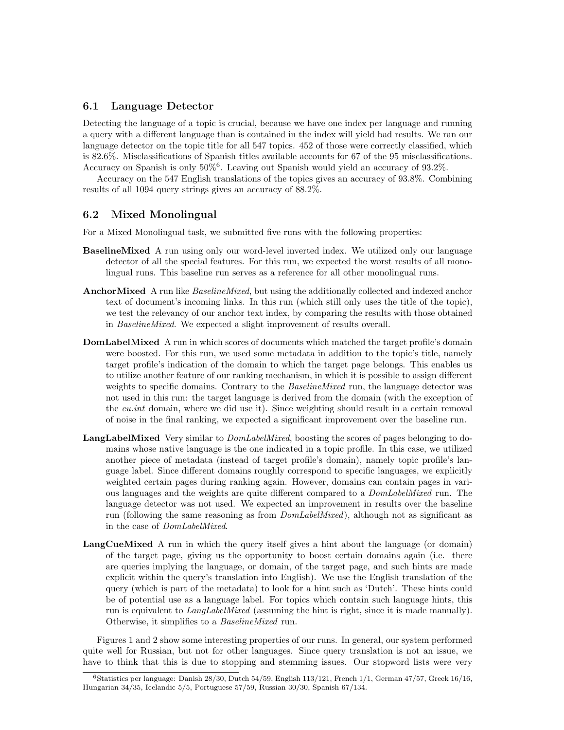### 6.1 Language Detector

Detecting the language of a topic is crucial, because we have one index per language and running a query with a different language than is contained in the index will yield bad results. We ran our language detector on the topic title for all 547 topics. 452 of those were correctly classified, which is 82.6%. Misclassifications of Spanish titles available accounts for 67 of the 95 misclassifications. Accuracy on Spanish is only 50%[6]. Leaving out Spanish would yield an accuracy of 93.2%.

Accuracy on the 547 English translations of the topics gives an accuracy of 93.8%. Combining results of all 1094 query strings gives an accuracy of 88.2%.

### 6.2 Mixed Monolingual

For a Mixed Monolingual task, we submitted five runs with the following properties:

**BaselineMixed** A run using only our word-level inverted index. We utilized only our language detector of all the special features. For this run, we expected the worst results of all monolingual runs. This baseline run serves as a reference for all other monolingual runs.

**AnchorMixed** A run like *BaselineMixed*, but using the additionally collected and indexed anchor text of document's incoming links. In this run (which still only uses the title of the topic), we test the relevancy of our anchor text index, by comparing the results with those obtained in *BaselineMixed*. We expected a slight improvement of results overall.

**DomLabelMixed** A run in which scores of documents which matched the target profile's domain were boosted. For this run, we used some metadata in addition to the topic's title, namely target profile's indication of the domain to which the target page belongs. This enables us to utilize another feature of our ranking mechanism, in which it is possible to assign different weights to specific domains. Contrary to the *BaselineMixed* run, the language detector was not used in this run: the target language is derived from the domain (with the exception of the *eu.int* domain, where we did use it). Since weighting should result in a certain removal of noise in the final ranking, we expected a significant improvement over the baseline run.

**LangLabelMixed** Very similar to *DomLabelMixed*, boosting the scores of pages belonging to domains whose native language is the one indicated in a topic profile. In this case, we utilized another piece of metadata (instead of target profile's domain), namely topic profile's language label. Since different domains roughly correspond to specific languages, we explicitly weighted certain pages during ranking again. However, domains can contain pages in various languages and the weights are quite different compared to a *DomLabelMixed* run. The language detector was not used. We expected an improvement in results over the baseline run (following the same reasoning as from *DomLabelMixed*), although not as significant as in the case of *DomLabelMixed*.

**LangCueMixed** A run in which the query itself gives a hint about the language (or domain) of the target page, giving us the opportunity to boost certain domains again (i.e. there are queries implying the language, or domain, of the target page, and such hints are made explicit within the query's translation into English). We use the English translation of the query (which is part of the metadata) to look for a hint such as 'Dutch'. These hints could be of potential use as a language label. For topics which contain such language hints, this run is equivalent to *LangLabelMixed* (assuming the hint is right, since it is made manually). Otherwise, it simplifies to a *BaselineMixed* run.

Figures 1 and 2 show some interesting properties of our runs. In general, our system performed quite well for Russian, but not for other languages. Since query translation is not an issue, we have to think that this is due to stopping and stemming issues. Our stopword lists were very

[6] Statistics per language: Danish 28/30, Dutch 54/59, English 113/121, French 1/1, German 47/57, Greek 16/16, Hungarian 34/35, Icelandic 5/5, Portuguese 57/59, Russian 30/30, Spanish 67/134.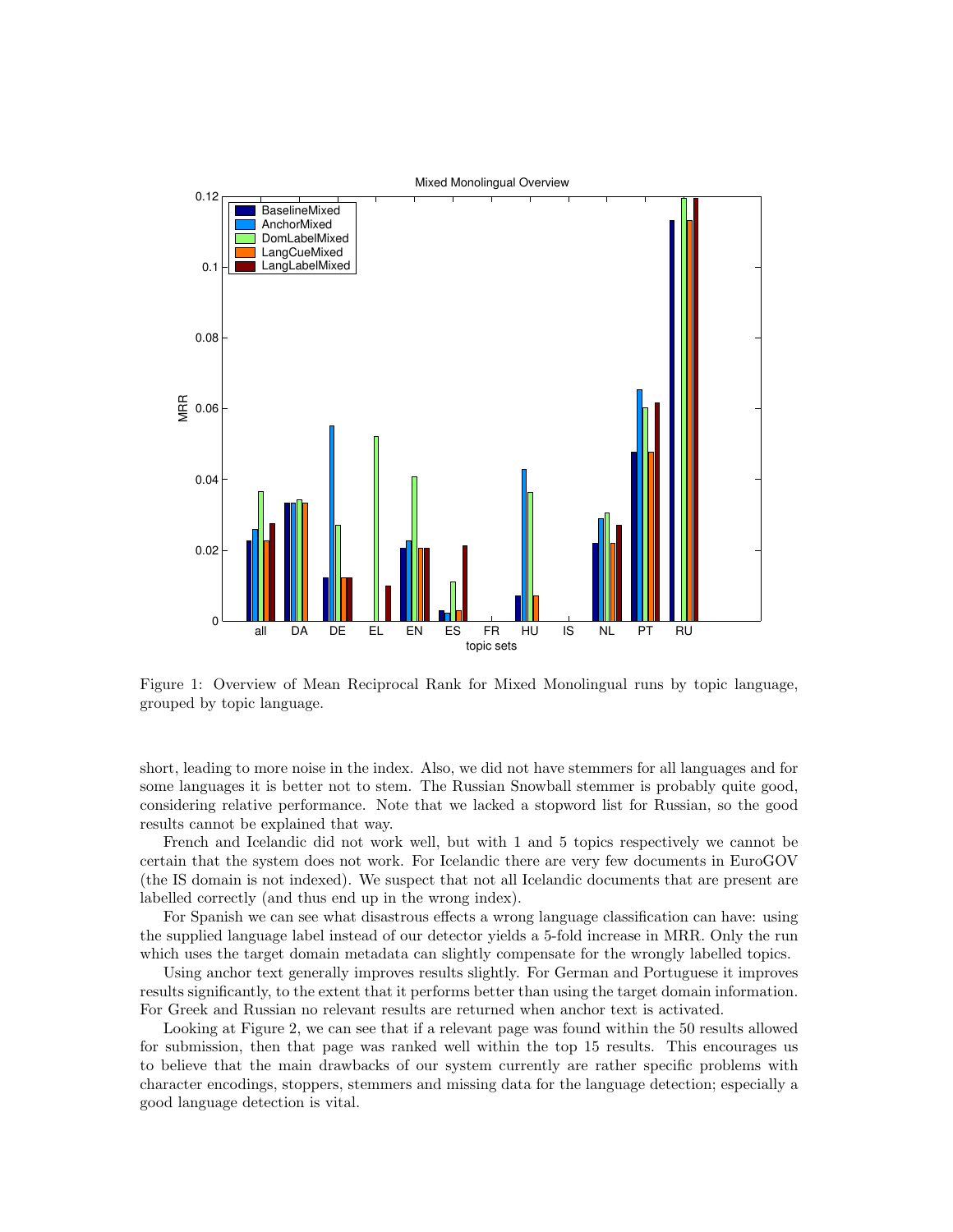Figure 1: Overview of Mean Reciprocal Rank for Mixed Monolingual runs by topic language, grouped by topic language.

short, leading to more noise in the index. Also, we did not have stemmers for all languages and for some languages it is better not to stem. The Russian Snowball stemmer is probably quite good, considering relative performance. Note that we lacked a stopword list for Russian, so the good results cannot be explained that way.

French and Icelandic did not work well, but with 1 and 5 topics respectively we cannot be certain that the system does not work. For Icelandic there are very few documents in EuroGOV (the IS domain is not indexed). We suspect that not all Icelandic documents that are present are labelled correctly (and thus end up in the wrong index).

For Spanish we can see what disastrous effects a wrong language classification can have: using the supplied language label instead of our detector yields a 5-fold increase in MRR. Only the run which uses the target domain metadata can slightly compensate for the wrongly labelled topics.

Using anchor text generally improves results slightly. For German and Portuguese it improves results significantly, to the extent that it performs better than using the target domain information. For Greek and Russian no relevant results are returned when anchor text is activated.

Looking at Figure 2, we can see that if a relevant page was found within the 50 results allowed for submission, then that page was ranked well within the top 15 results. This encourages us to believe that the main drawbacks of our system currently are rather specific problems with character encodings, stoppers, stemmers and missing data for the language detection; especially a good language detection is vital.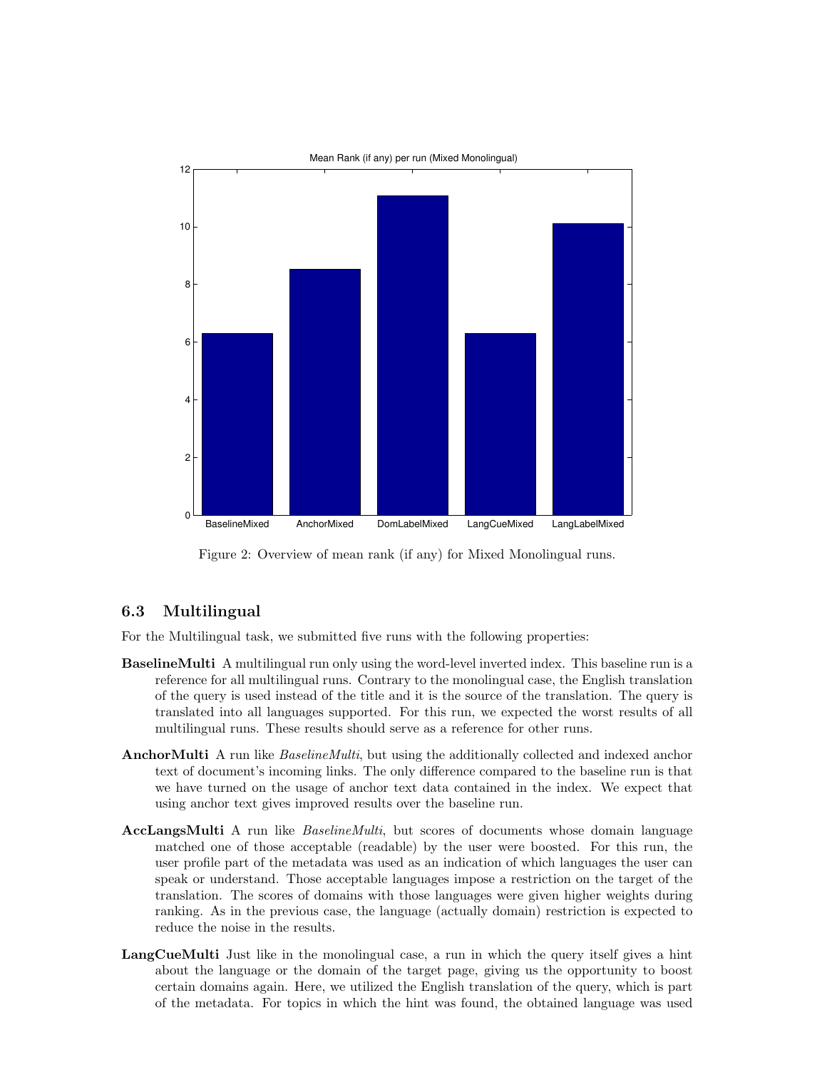Figure 2: Overview of mean rank (if any) for Mixed Monolingual runs.

### 6.3 Multilingual

For the Multilingual task, we submitted five runs with the following properties:

**BaselineMulti** A multilingual run only using the word-level inverted index. This baseline run is a reference for all multilingual runs. Contrary to the monolingual case, the English translation of the query is used instead of the title and it is the source of the translation. The query is translated into all languages supported. For this run, we expected the worst results of all multilingual runs. These results should serve as a reference for other runs.

**AnchorMulti** A run like *BaselineMulti*, but using the additionally collected and indexed anchor text of document's incoming links. The only difference compared to the baseline run is that we have turned on the usage of anchor text data contained in the index. We expect that using anchor text gives improved results over the baseline run.

**AccLangsMulti** A run like *BaselineMulti*, but scores of documents whose domain language matched one of those acceptable (readable) by the user were boosted. For this run, the user profile part of the metadata was used as an indication of which languages the user can speak or understand. Those acceptable languages impose a restriction on the target of the translation. The scores of domains with those languages were given higher weights during ranking. As in the previous case, the language (actually domain) restriction is expected to reduce the noise in the results.

**LangCueMulti** Just like in the monolingual case, a run in which the query itself gives a hint about the language or the domain of the target page, giving us the opportunity to boost certain domains again. Here, we utilized the English translation of the query, which is part of the metadata. For topics in which the hint was found, the obtained language was used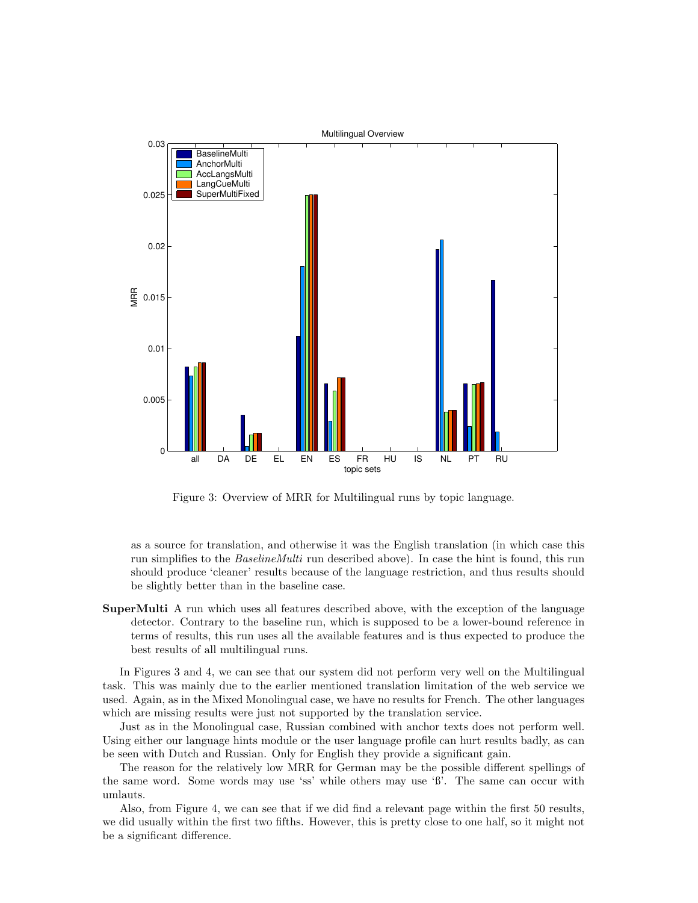Figure 3: Overview of MRR for Multilingual runs by topic language.

as a source for translation, and otherwise it was the English translation (in which case this run simplifies to the *BaselineMulti* run described above). In case the hint is found, this run should produce 'cleaner' results because of the language restriction, and thus results should be slightly better than in the baseline case.

**SuperMulti** A run which uses all features described above, with the exception of the language detector. Contrary to the baseline run, which is supposed to be a lower-bound reference in terms of results, this run uses all the available features and is thus expected to produce the best results of all multilingual runs.

In Figures 3 and 4, we can see that our system did not perform very well on the Multilingual task. This was mainly due to the earlier mentioned translation limitation of the web service we used. Again, as in the Mixed Monolingual case, we have no results for French. The other languages which are missing results were just not supported by the translation service.

Just as in the Monolingual case, Russian combined with anchor texts does not perform well. Using either our language hints module or the user language profile can hurt results badly, as can be seen with Dutch and Russian. Only for English they provide a significant gain.

The reason for the relatively low MRR for German may be the possible different spellings of the same word. Some words may use 'ss' while others may use 'ß'. The same can occur with umlauts.

Also, from Figure 4, we can see that if we did find a relevant page within the first 50 results, we did usually within the first two fifths. However, this is pretty close to one half, so it might not be a significant difference.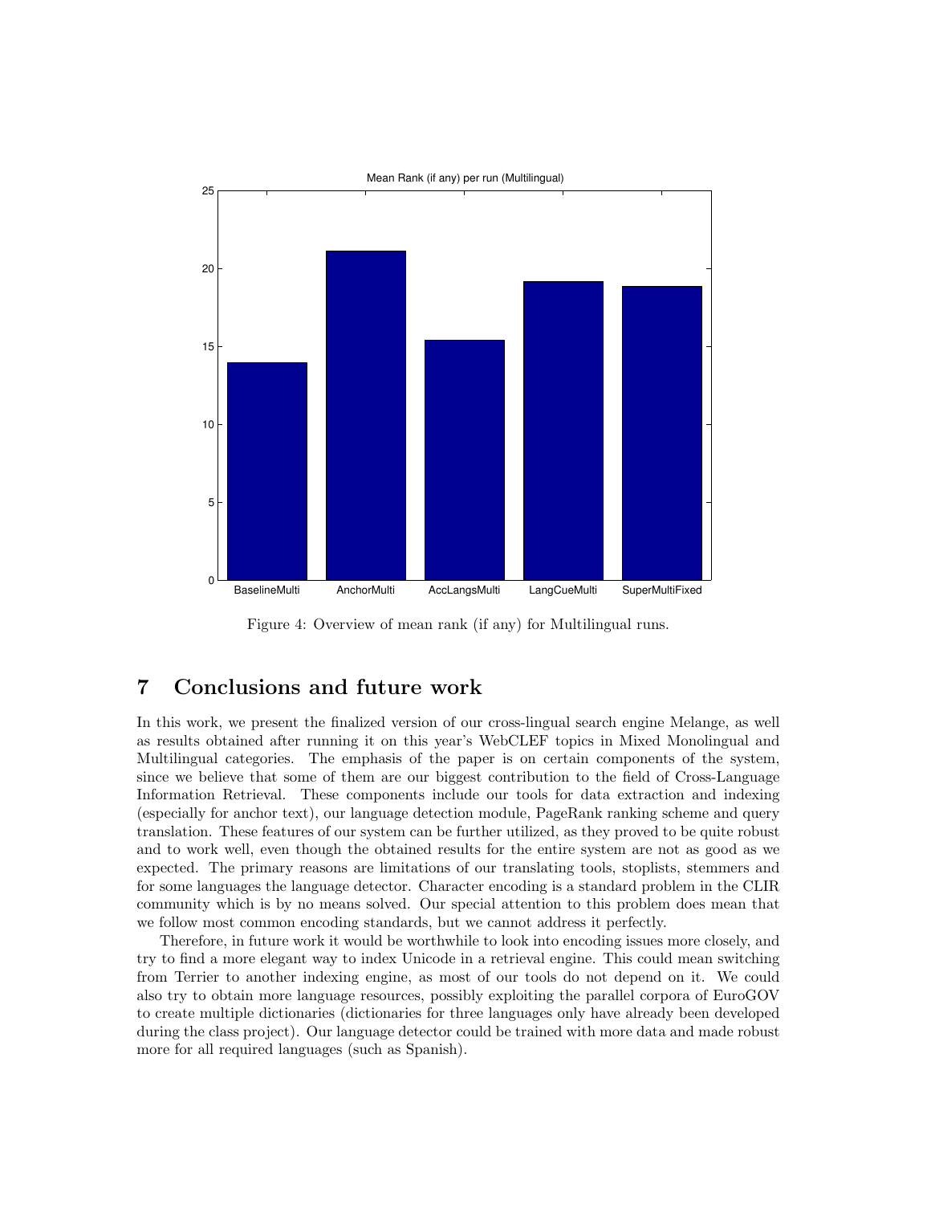Figure 4: Overview of mean rank (if any) for Multilingual runs.

# 7 Conclusions and future work

In this work, we present the finalized version of our cross-lingual search engine Melange, as well as results obtained after running it on this year's WebCLEF topics in Mixed Monolingual and Multilingual categories. The emphasis of the paper is on certain components of the system, since we believe that some of them are our biggest contribution to the field of Cross-Language Information Retrieval. These components include our tools for data extraction and indexing (especially for anchor text), our language detection module, PageRank ranking scheme and query translation. These features of our system can be further utilized, as they proved to be quite robust and to work well, even though the obtained results for the entire system are not as good as we expected. The primary reasons are limitations of our translating tools, stoplists, stemmers and for some languages the language detector. Character encoding is a standard problem in the CLIR community which is by no means solved. Our special attention to this problem does mean that we follow most common encoding standards, but we cannot address it perfectly.

Therefore, in future work it would be worthwhile to look into encoding issues more closely, and try to find a more elegant way to index Unicode in a retrieval engine. This could mean switching from Terrier to another indexing engine, as most of our tools do not depend on it. We could also try to obtain more language resources, possibly exploiting the parallel corpora of EuroGOV to create multiple dictionaries (dictionaries for three languages only have already been developed during the class project). Our language detector could be trained with more data and made robust more for all required languages (such as Spanish).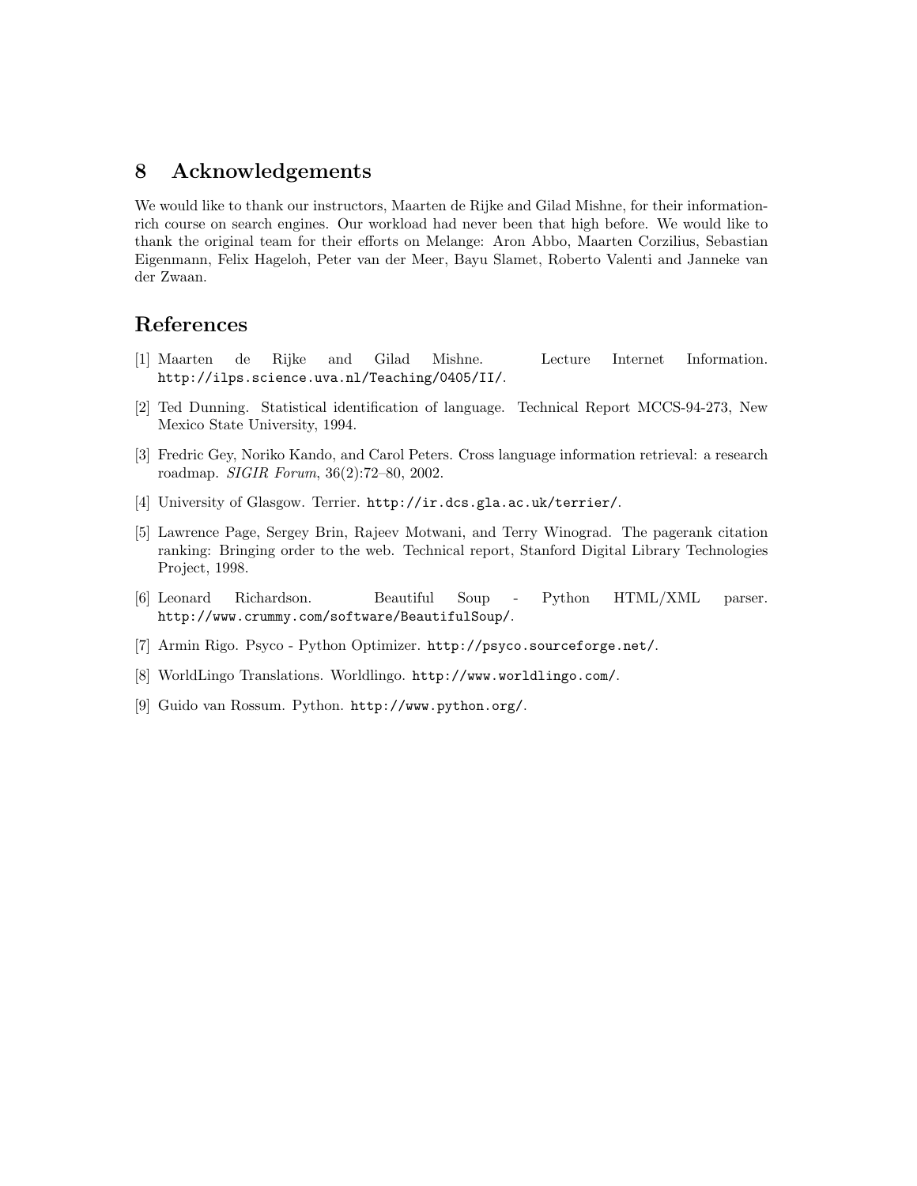## 8 Acknowledgements

We would like to thank our instructors, Maarten de Rijke and Gilad Mishne, for their information-rich course on search engines. Our workload had never been that high before. We would like to thank the original team for their efforts on Melange: Aron Abbo, Maarten Corzilius, Sebastian Eigenmann, Felix Hageloh, Peter van der Meer, Bayu Slamet, Roberto Valenti and Janneke van der Zwaan.

## References

[1] Maarten de Rijke and Gilad Mishne. Lecture Internet Information. `http://ilps.science.uva.nl/Teaching/0405/II/`.

[2] Ted Dunning. Statistical identification of language. Technical Report MCCS-94-273, New Mexico State University, 1994.

[3] Fredric Gey, Noriko Kando, and Carol Peters. Cross language information retrieval: a research roadmap. *SIGIR Forum*, 36(2):72–80, 2002.

[4] University of Glasgow. Terrier. `http://ir.dcs.gla.ac.uk/terrier/`.

[5] Lawrence Page, Sergey Brin, Rajeev Motwani, and Terry Winograd. The pagerank citation ranking: Bringing order to the web. Technical report, Stanford Digital Library Technologies Project, 1998.

[6] Leonard Richardson. Beautiful Soup - Python HTML/XML parser. `http://www.crummy.com/software/BeautifulSoup/`.

[7] Armin Rigo. Psyco - Python Optimizer. `http://psyco.sourceforge.net/`.

[8] WorldLingo Translations. Worldlingo. `http://www.worldlingo.com/`.

[9] Guido van Rossum. Python. `http://www.python.org/`.